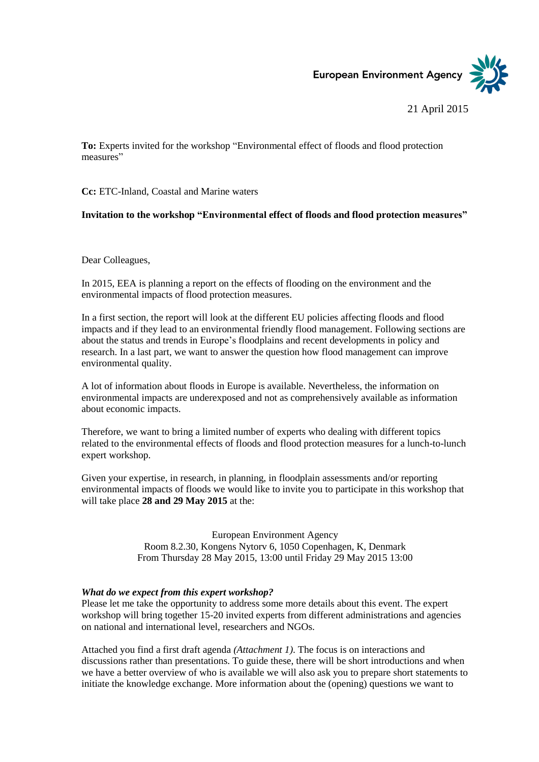European Environment Agency

21 April 2015

**To:** Experts invited for the workshop "Environmental effect of floods and flood protection measures"

**Cc:** ETC-Inland, Coastal and Marine waters

**Invitation to the workshop "Environmental effect of floods and flood protection measures"**

Dear Colleagues,

In 2015, EEA is planning a report on the effects of flooding on the environment and the environmental impacts of flood protection measures.

In a first section, the report will look at the different EU policies affecting floods and flood impacts and if they lead to an environmental friendly flood management. Following sections are about the status and trends in Europe's floodplains and recent developments in policy and research. In a last part, we want to answer the question how flood management can improve environmental quality.

A lot of information about floods in Europe is available. Nevertheless, the information on environmental impacts are underexposed and not as comprehensively available as information about economic impacts.

Therefore, we want to bring a limited number of experts who dealing with different topics related to the environmental effects of floods and flood protection measures for a lunch-to-lunch expert workshop.

Given your expertise, in research, in planning, in floodplain assessments and/or reporting environmental impacts of floods we would like to invite you to participate in this workshop that will take place **28 and 29 May 2015** at the:

European Environment Agency
Room 8.2.30, Kongens Nytorv 6, 1050 Copenhagen, K, Denmark
From Thursday 28 May 2015, 13:00 until Friday 29 May 2015 13:00

***What do we expect from this expert workshop?***

Please let me take the opportunity to address some more details about this event. The expert workshop will bring together 15-20 invited experts from different administrations and agencies on national and international level, researchers and NGOs.

Attached you find a first draft agenda *(Attachment 1).* The focus is on interactions and discussions rather than presentations. To guide these, there will be short introductions and when we have a better overview of who is available we will also ask you to prepare short statements to initiate the knowledge exchange. More information about the (opening) questions we want to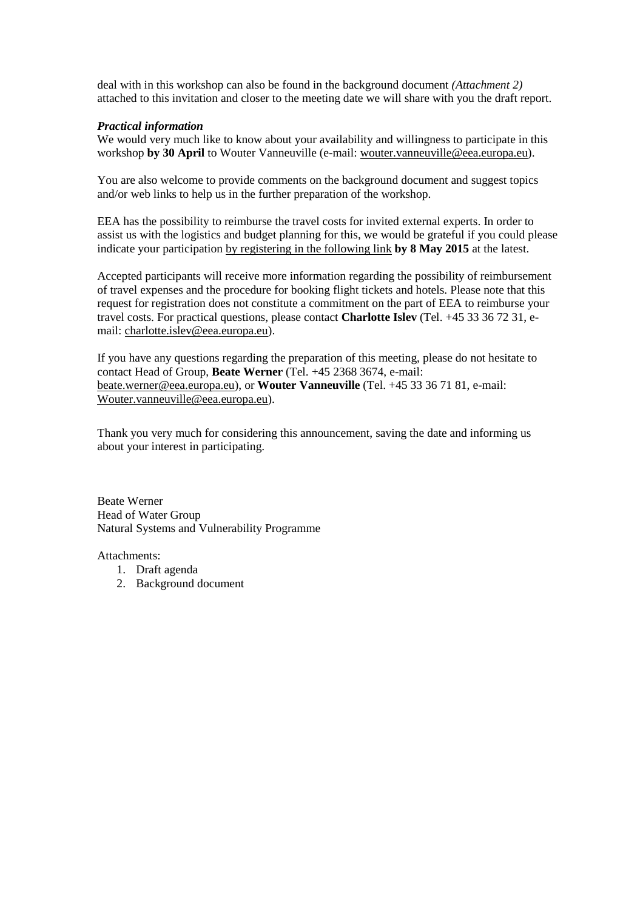deal with in this workshop can also be found in the background document *(Attachment 2)* attached to this invitation and closer to the meeting date we will share with you the draft report.

***Practical information***

We would very much like to know about your availability and willingness to participate in this workshop **by 30 April** to Wouter Vanneuville (e-mail: wouter.vanneuville@eea.europa.eu).

You are also welcome to provide comments on the background document and suggest topics and/or web links to help us in the further preparation of the workshop.

EEA has the possibility to reimburse the travel costs for invited external experts. In order to assist us with the logistics and budget planning for this, we would be grateful if you could please indicate your participation by registering in the following link **by 8 May 2015** at the latest.

Accepted participants will receive more information regarding the possibility of reimbursement of travel expenses and the procedure for booking flight tickets and hotels. Please note that this request for registration does not constitute a commitment on the part of EEA to reimburse your travel costs. For practical questions, please contact **Charlotte Islev** (Tel. +45 33 36 72 31, e-mail: charlotte.islev@eea.europa.eu).

If you have any questions regarding the preparation of this meeting, please do not hesitate to contact Head of Group, **Beate Werner** (Tel. +45 2368 3674, e-mail: beate.werner@eea.europa.eu), or **Wouter Vanneuville** (Tel. +45 33 36 71 81, e-mail: Wouter.vanneuville@eea.europa.eu).

Thank you very much for considering this announcement, saving the date and informing us about your interest in participating.

Beate Werner
Head of Water Group
Natural Systems and Vulnerability Programme

Attachments:

1. Draft agenda
2. Background document